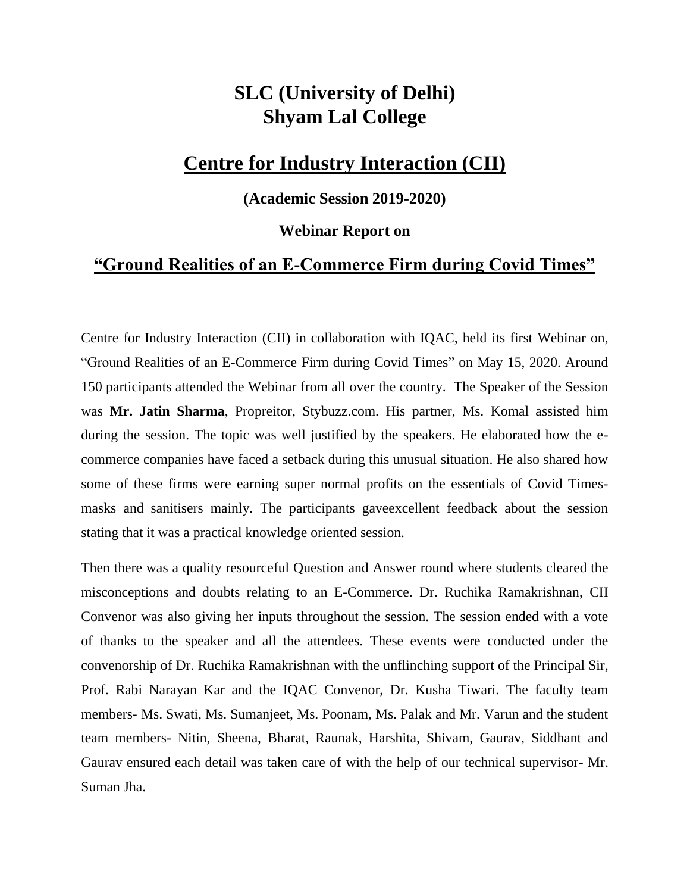# SLC (University of Delhi)
# Shyam Lal College

## Centre for Industry Interaction (CII)

**(Academic Session 2019-2020)**

**Webinar Report on**

## "Ground Realities of an E-Commerce Firm during Covid Times"

Centre for Industry Interaction (CII) in collaboration with IQAC, held its first Webinar on, "Ground Realities of an E-Commerce Firm during Covid Times" on May 15, 2020. Around 150 participants attended the Webinar from all over the country. The Speaker of the Session was **Mr. Jatin Sharma**, Propreitor, Stybuzz.com. His partner, Ms. Komal assisted him during the session. The topic was well justified by the speakers. He elaborated how the e-commerce companies have faced a setback during this unusual situation. He also shared how some of these firms were earning super normal profits on the essentials of Covid Times- masks and sanitisers mainly. The participants gaveexcellent feedback about the session stating that it was a practical knowledge oriented session.

Then there was a quality resourceful Question and Answer round where students cleared the misconceptions and doubts relating to an E-Commerce. Dr. Ruchika Ramakrishnan, CII Convenor was also giving her inputs throughout the session. The session ended with a vote of thanks to the speaker and all the attendees. These events were conducted under the convenorship of Dr. Ruchika Ramakrishnan with the unflinching support of the Principal Sir, Prof. Rabi Narayan Kar and the IQAC Convenor, Dr. Kusha Tiwari. The faculty team members- Ms. Swati, Ms. Sumanjeet, Ms. Poonam, Ms. Palak and Mr. Varun and the student team members- Nitin, Sheena, Bharat, Raunak, Harshita, Shivam, Gaurav, Siddhant and Gaurav ensured each detail was taken care of with the help of our technical supervisor- Mr. Suman Jha.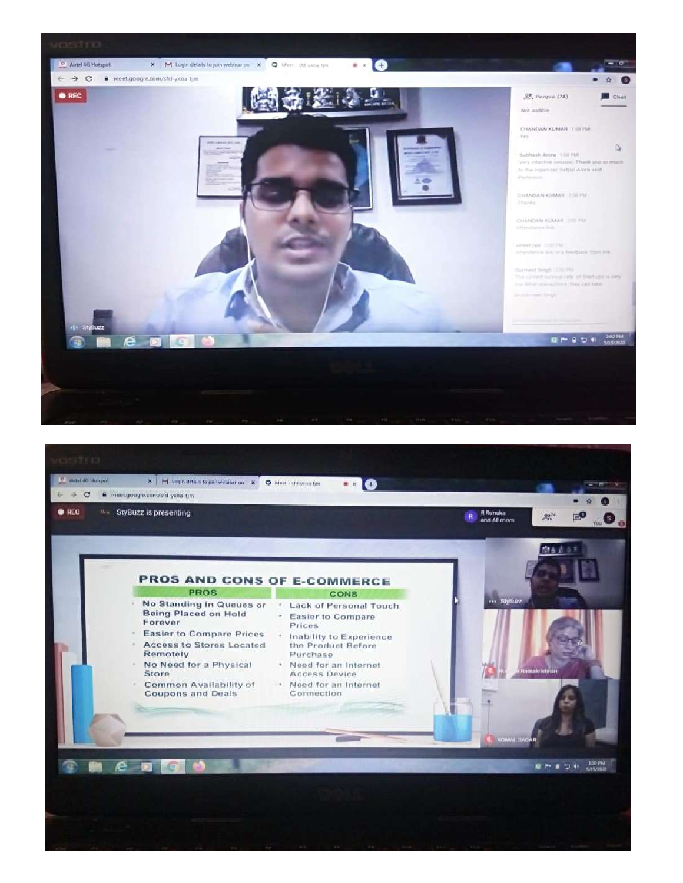## PROS AND CONS OF E-COMMERCE

| PROS | CONS |
|---|---|
| No Standing in Queues or Being Placed on Hold Forever | Lack of Personal Touch |
| Easier to Compare Prices | Easier to Compare Prices |
| Access to Stores Located Remotely | Inability to Experience the Product Before Purchase |
| No Need for a Physical Store | Need for an Internet Access Device |
| Common Availability of Coupons and Deals | Need for an Internet Connection |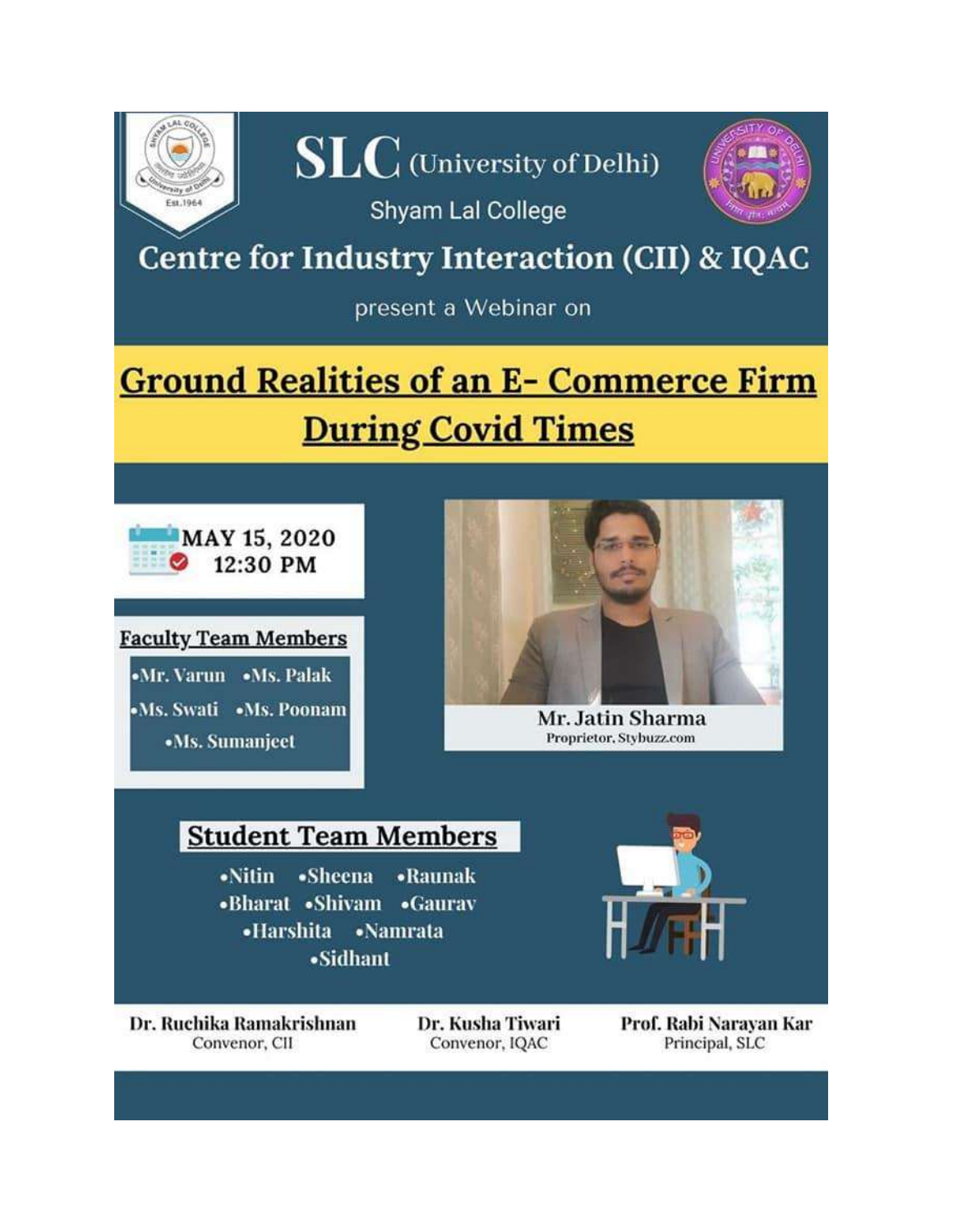# SLC (University of Delhi)

Shyam Lal College

## Centre for Industry Interaction (CII) & IQAC

present a Webinar on

# Ground Realities of an E- Commerce Firm During Covid Times

MAY 15, 2020
12:30 PM

**Faculty Team Members**

- Mr. Varun
- Ms. Palak
- Ms. Swati
- Ms. Poonam
- Ms. Sumanjeet

**Mr. Jatin Sharma**
Proprietor, Stybuzz.com

**Student Team Members**

- Nitin
- Sheena
- Raunak
- Bharat
- Shivam
- Gaurav
- Harshita
- Namrata
- Sidhant

**Dr. Ruchika Ramakrishnan**
Convenor, CII

**Dr. Kusha Tiwari**
Convenor, IQAC

**Prof. Rabi Narayan Kar**
Principal, SLC